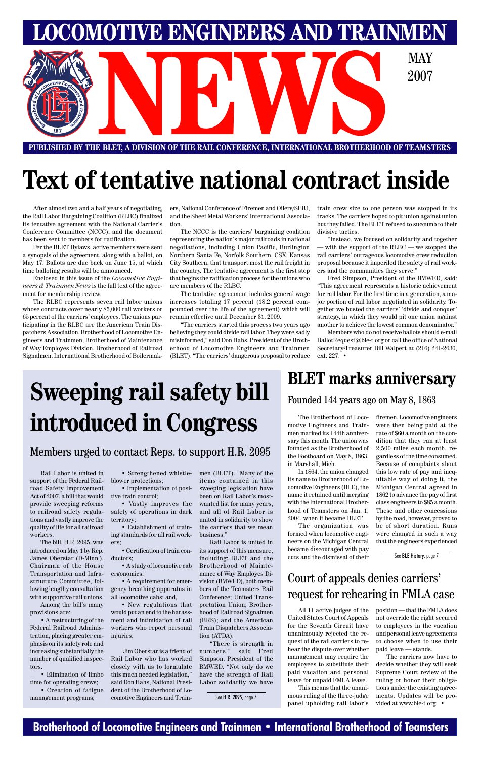# LOCOMOTIVE ENGINEERS AND TRAINMEN NEWS

MAY 2007

PUBLISHED BY THE BLET, A DIVISION OF THE RAIL CONFERENCE, INTERNATIONAL BROTHERHOOD OF TEAMSTERS

# Text of tentative national contract inside

After almost two and a half years of negotiating, the Rail Labor Bargaining Coalition (RLBC) finalized its tentative agreement with the National Carrier's Conference Committee (NCCC), and the document has been sent to members for ratification.

Per the BLET Bylaws, active members were sent a synopsis of the agreement, along with a ballot, on May 17. Ballots are due back on June 15, at which time balloting results will be announced.

Enclosed in this issue of the *Locomotive Engineers & Trainmen News* is the full text of the agreement for membership review.

The RLBC represents seven rail labor unions whose contracts cover nearly 85,000 rail workers or 65 percent of the carriers' employees. The unions participating in the RLBC are the American Train Dispatchers Association, Brotherhood of Locomotive Engineers and Trainmen, Brotherhood of Maintenance of Way Employes Division, Brotherhood of Railroad Signalmen, International Brotherhood of Boilermakers, National Conference of Firemen and Oilers/SEIU, and the Sheet Metal Workers' International Association.

The NCCC is the carriers' bargaining coalition representing the nation's major railroads in national negotiations, including Union Pacific, Burlington Northern Santa Fe, Norfolk Southern, CSX, Kansas City Southern, that transport most the rail freight in the country. The tentative agreement is the first step that begins the ratification process for the unions who are members of the RLBC.

The tentative agreement includes general wage increases totaling 17 percent (18.2 percent compounded over the life of the agreement) which will remain effective until December 31, 2009.

"The carriers started this process two years ago believing they could divide rail labor. They were sadly misinformed," said Don Hahs, President of the Brotherhood of Locomotive Engineers and Trainmen (BLET). "The carriers' dangerous proposal to reduce train crew size to one person was stopped in its tracks. The carriers hoped to pit union against union but they failed. The BLET refused to succumb to their divisive tactics.

"Instead, we focused on solidarity and together — with the support of the RLBC — we stopped the rail carriers' outrageous locomotive crew reduction proposal because it imperiled the safety of rail workers and the communities they serve."

Fred Simpson, President of the BMWED, said: "This agreement represents a historic achievement for rail labor. For the first time in a generation, a major portion of rail labor negotiated in solidarity. Together we busted the carriers' 'divide and conquer' strategy, in which they would pit one union against another to achieve the lowest common denominator."

Members who do not receive ballots should e-mail BallotRequest@ble-t.org or call the office of National Secretary-Treasurer Bill Walpert at (216) 241-2630, ext. 227. •

# Sweeping rail safety bill introduced in Congress

## Members urged to contact Reps. to support H.R. 2095

Rail Labor is united in support of the Federal Railroad Safety Improvement Act of 2007, a bill that would provide sweeping reforms to railroad safety regulations and vastly improve the quality of life for all railroad workers.

The bill, H.R. 2095, was introduced on May 1 by Rep. James Oberstar (D-Minn.), Chairman of the House Transportation and Infrastructure Committee, following lengthy consultation with supportive rail unions.

Among the bill's many provisions are:

- A restructuring of the Federal Railroad Administration, placing greater emphasis on its safety role and increasing substantially the number of qualified inspectors.
- Elimination of limbo time for operating crews;
- Creation of fatigue management programs;
- Strengthened whistleblower protections;
- Implementation of positive train control;
- Vastly improves the safety of operations in dark territory;
- Establishment of training standards for all rail workers;
- Certification of train conductors;
- A study of locomotive cab ergonomics;
- A requirement for emergency breathing apparatus in all locomotive cabs; and,
- New regulations that would put an end to the harassment and intimidation of rail workers who report personal injuries.

"Jim Oberstar is a friend of Rail Labor who has worked closely with us to formulate this much needed legislation," said Don Hahs, National President of the Brotherhood of Locomotive Engineers and Trainmen (BLET). "Many of the items contained in this sweeping legislation have been on Rail Labor's most-wanted list for many years, and all of Rail Labor is united in solidarity to show the carriers that we mean business."

Rail Labor is united in its support of this measure, including: BLET and the Brotherhood of Maintenance of Way Employes Division (BMWED), both members of the Teamsters Rail Conference; United Transportation Union; Brotherhood of Railroad Signalmen (BRS); and the American Train Dispatchers Association (ATDA).

"There is strength in numbers," said Fred Simpson, President of the BMWED. "Not only do we have the strength of Rail Labor solidarity, we have

See **H.R. 2095**, page 7

# BLET marks anniversary

## Founded 144 years ago on May 8, 1863

The Brotherhood of Locomotive Engineers and Trainmen marked its 144th anniversary this month. The union was founded as the Brotherhood of the Footboard on May 8, 1863, in Marshall, Mich.

In 1864, the union changed its name to Brotherhood of Locomotive Engineers (BLE), the name it retained until merging with the International Brotherhood of Teamsters on Jan. 1, 2004, when it became BLET.

The organization was formed when locomotive engineers on the Michigan Central became discouraged with pay cuts and the dismissal of their firemen. Locomotive engineers were then being paid at the rate of $60 a month on the condition that they ran at least 2,500 miles each month, regardless of the time consumed. Because of complaints about this low rate of pay and inequitable way of doing it, the Michigan Central agreed in 1862 to advance the pay of first class engineers to $85 a month. These and other concessions by the road, however, proved to be of short duration. Runs were changed in such a way that the engineers experienced

See **BLE History**, page 7

## Court of appeals denies carriers' request for rehearing in FMLA case

All 11 active judges of the United States Court of Appeals for the Seventh Circuit have unanimously rejected the request of the rail carriers to rehear the dispute over whether management may require the employees to substitute their paid vacation and personal leave for unpaid FMLA leave.

This means that the unanimous ruling of the three-judge panel upholding rail labor's position — that the FMLA does not override the right secured to employees in the vacation and personal leave agreements to choose when to use their paid leave — stands.

The carriers now have to decide whether they will seek Supreme Court review of the ruling or honor their obligations under the existing agreements. Updates will be provided at www.ble-t.org. •

Brotherhood of Locomotive Engineers and Trainmen • International Brotherhood of Teamsters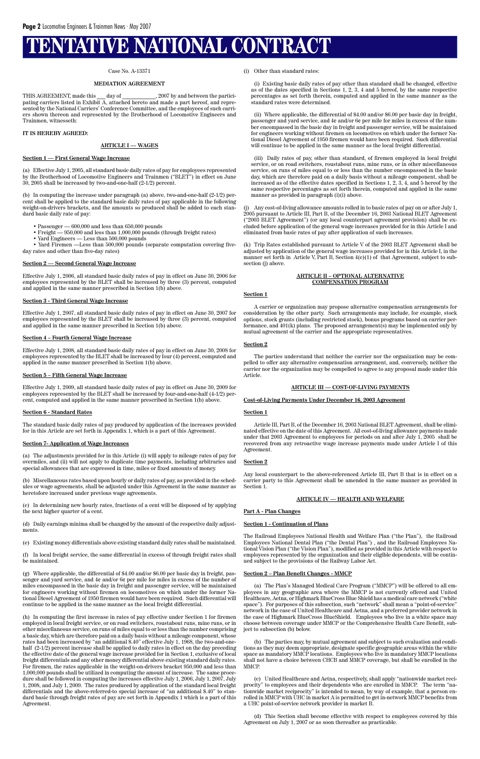# TENTATIVE NATIONAL CONTRACT

Case No. A-13371

**MEDIATION AGREEMENT**

THIS AGREEMENT, made this ___ day of ___________, 2007 by and between the participating carriers listed in Exhibit A, attached hereto and made a part hereof, and represented by the National Carriers' Conference Committee, and the employees of such carriers shown thereon and represented by the Brotherhood of Locomotive Engineers and Trainmen, witnesseth:

**IT IS HEREBY AGREED:**

## ARTICLE I — WAGES

### Section 1 — First General Wage Increase

(a) Effective July 1, 2005, all standard basic daily rates of pay for employees represented by the Brotherhood of Locomotive Engineers and Trainmen ("BLET") in effect on June 30, 2005 shall be increased by two-and-one-half (2-1/2) percent.

(b) In computing the increase under paragraph (a) above, two-and-one-half (2-1/2) percent shall be applied to the standard basic daily rates of pay applicable in the following weight-on-drivers brackets, and the amounts so produced shall be added to each standard basic daily rate of pay:

- Passenger — 600,000 and less than 650,000 pounds
- Freight — 950,000 and less than 1,000,000 pounds (through freight rates)
- Yard Engineers — Less than 500,000 pounds
- Yard Firemen —Less than 500,000 pounds (separate computation covering five-day rates and other than five-day rates)

### Section 2 — Second General Wage Increase

Effective July 1, 2006, all standard basic daily rates of pay in effect on June 30, 2006 for employees represented by the BLET shall be increased by three (3) percent, computed and applied in the same manner prescribed in Section 1(b) above.

### Section 3 - Third General Wage Increase

Effective July 1, 2007, all standard basic daily rates of pay in effect on June 30, 2007 for employees represented by the BLET shall be increased by three (3) percent, computed and applied in the same manner prescribed in Section 1(b) above.

### Section 4 – Fourth General Wage Increase

Effective July 1, 2008, all standard basic daily rates of pay in effect on June 30, 2008 for employees represented by the BLET shall be increased by four (4) percent, computed and applied in the same manner prescribed in Section 1(b) above.

### Section 5 – Fifth General Wage Increase

Effective July 1, 2009, all standard basic daily rates of pay in effect on June 30, 2009 for employees represented by the BLET shall be increased by four-and-one-half (4-1/2) percent, computed and applied in the same manner prescribed in Section 1(b) above.

### Section 6 - Standard Rates

The standard basic daily rates of pay produced by application of the increases provided for in this Article are set forth in Appendix 1, which is a part of this Agreement.

### Section 7- Application of Wage Increases

(a) The adjustments provided for in this Article (i) will apply to mileage rates of pay for overmiles, and (ii) will not apply to duplicate time payments, including arbitraries and special allowances that are expressed in time, miles or fixed amounts of money.

(b) Miscellaneous rates based upon hourly or daily rates of pay, as provided in the schedules or wage agreements, shall be adjusted under this Agreement in the same manner as heretofore increased under previous wage agreements.

(c) In determining new hourly rates, fractions of a cent will be disposed of by applying the next higher quarter of a cent.

(d) Daily earnings minima shall be changed by the amount of the respective daily adjustments.

(e) Existing money differentials above existing standard daily rates shall be maintained.

(f) In local freight service, the same differential in excess of through freight rates shall be maintained.

(g) Where applicable, the differential of $4.00 and/or $6.00 per basic day in freight, passenger and yard service, and 4¢ and/or 6¢ per mile for miles in excess of the number of miles encompassed in the basic day in freight and passenger service, will be maintained for engineers working without firemen on locomotives on which under the former National Diesel Agreement of 1950 firemen would have been required. Such differential will continue to be applied in the same manner as the local freight differential.

(h) In computing the first increase in rates of pay effective under Section 1 for firemen employed in local freight service, or on road switchers, roustabout runs, mine runs, or in other miscellaneous service, on runs of miles equal to or less than the number comprising a basic day, which are therefore paid on a daily basis without a mileage component, whose rates had been increased by "an additional $.40" effective July 1, 1968, the two-and-one-half (2-1/2) percent increase shall be applied to daily rates in effect on the day preceding the effective date of the general wage increase provided for in Section 1, exclusive of local freight differentials and any other money differential above existing standard daily rates. For firemen, the rates applicable in the weight-on-drivers bracket 950,000 and less than 1,000,000 pounds shall be utilized in computing the amount of increase. The same procedure shall be followed in computing the increases effective July 1, 2006, July 1, 2007, July 1, 2008, and July 1, 2009. The rates produced by application of the standard local freight differentials and the above-referred-to special increase of "an additional $.40" to standard basic through freight rates of pay are set forth in Appendix 1 which is a part of this Agreement.

(i) Other than standard rates:

(i) Existing basic daily rates of pay other than standard shall be changed, effective as of the dates specified in Sections 1, 2, 3, 4 and 5 hereof, by the same respective percentages as set forth therein, computed and applied in the same manner as the standard rates were determined.

(ii) Where applicable, the differential of $4.00 and/or $6.00 per basic day in freight, passenger and yard service, and 4¢ and/or 6¢ per mile for miles in excess of the number encompassed in the basic day in freight and passenger service, will be maintained for engineers working without firemen on locomotives on which under the former National Diesel Agreement of 1950 firemen would have been required. Such differential will continue to be applied in the same manner as the local freight differential.

(iii) Daily rates of pay, other than standard, of firemen employed in local freight service, or on road switchers, roustabout runs, mine runs, or in other miscellaneous service, on runs of miles equal to or less than the number encompassed in the basic day, which are therefore paid on a daily basis without a mileage component, shall be increased as of the effective dates specified in Sections 1, 2, 3, 4, and 5 hereof by the same respective percentages as set forth therein, computed and applied in the same manner as provided in paragraph (i)(i) above.

(j) Any cost-of-living allowance amounts rolled in to basic rates of pay on or after July 1, 2005 pursuant to Article III, Part B, of the December 16, 2003 National BLET Agreement ("2003 BLET Agreement") (or any local counterpart agreement provision) shall be excluded before application of the general wage increases provided for in this Article I and eliminated from basic rates of pay after application of such increases.

(k) Trip Rates established pursuant to Article V of the 2003 BLET Agreement shall be adjusted by application of the general wage increases provided for in this Article I, in the manner set forth in Article V, Part B, Section 4(c)(1) of that Agreement, subject to subsection (j) above.

## ARTICLE II – OPTIONAL ALTERNATIVE COMPENSATION PROGRAM

### Section 1

A carrier or organization may propose alternative compensation arrangements for consideration by the other party. Such arrangements may include, for example, stock options, stock grants (including restricted stock), bonus programs based on carrier performance, and 401(k) plans. The proposed arrangement(s) may be implemented only by mutual agreement of the carrier and the appropriate representatives.

### Section 2

The parties understand that neither the carrier nor the organization may be compelled to offer any alternative compensation arrangement, and, conversely, neither the carrier nor the organization may be compelled to agree to any proposal made under this Article.

## ARTICLE III — COST-OF-LIVING PAYMENTS

### Cost-of-Living Payments Under December 16, 2003 Agreement

### Section 1

Article III, Part B, of the December 16, 2003 National BLET Agreement, shall be eliminated effective on the date of this Agreement. All cost-of-living allowance payments made under that 2003 Agreement to employees for periods on and after July 1, 2005 shall be recovered from any retroactive wage increase payments made under Article I of this Agreement.

### Section 2

Any local counterpart to the above-referenced Article III, Part B that is in effect on a carrier party to this Agreement shall be amended in the same manner as provided in Section 1.

## ARTICLE IV — HEALTH AND WELFARE

### Part A - Plan Changes

### Section 1 - Continuation of Plans

The Railroad Employees National Health and Welfare Plan ("the Plan"), the Railroad Employees National Dental Plan ("the Dental Plan") , and the Railroad Employees National Vision Plan ("the Vision Plan"), modified as provided in this Article with respect to employees represented by the organization and their eligible dependents, will be continued subject to the provisions of the Railway Labor Act.

### Section 2 – Plan Benefit Changes - MMCP

(a) The Plan's Managed Medical Care Program ("MMCP") will be offered to all employees in any geographic area where the MMCP is not currently offered and United Healthcare, Aetna, or Highmark BlueCross Blue Shield has a medical care network ("white space"). For purposes of this subsection, such "network" shall mean a "point-of-service" network in the case of United Healthcare and Aetna, and a preferred provider network in the case of Highmark BlueCross BlueShield. Employees who live in a white space may choose between coverage under MMCP or the Comprehensive Health Care Benefit, subject to subsection (b) below.

(b) The parties may, by mutual agreement and subject to such evaluation and conditions as they may deem appropriate, designate specific geographic areas within the white space as mandatory MMCP locations. Employees who live in mandatory MMCP locations shall not have a choice between CHCB and MMCP coverage, but shall be enrolled in the MMCP.

(c) United Healthcare and Aetna, respectively, shall apply "nationwide market reciprocity" to employees and their dependents who are enrolled in MMCP. The term "nationwide market reciprocity" is intended to mean, by way of example, that a person enrolled in MMCP with UHC in market A is permitted to get in-network MMCP benefits from a UHC point-of-service network provider in market B.

(d) This Section shall become effective with respect to employees covered by this Agreement on July 1, 2007 or as soon thereafter as practicable.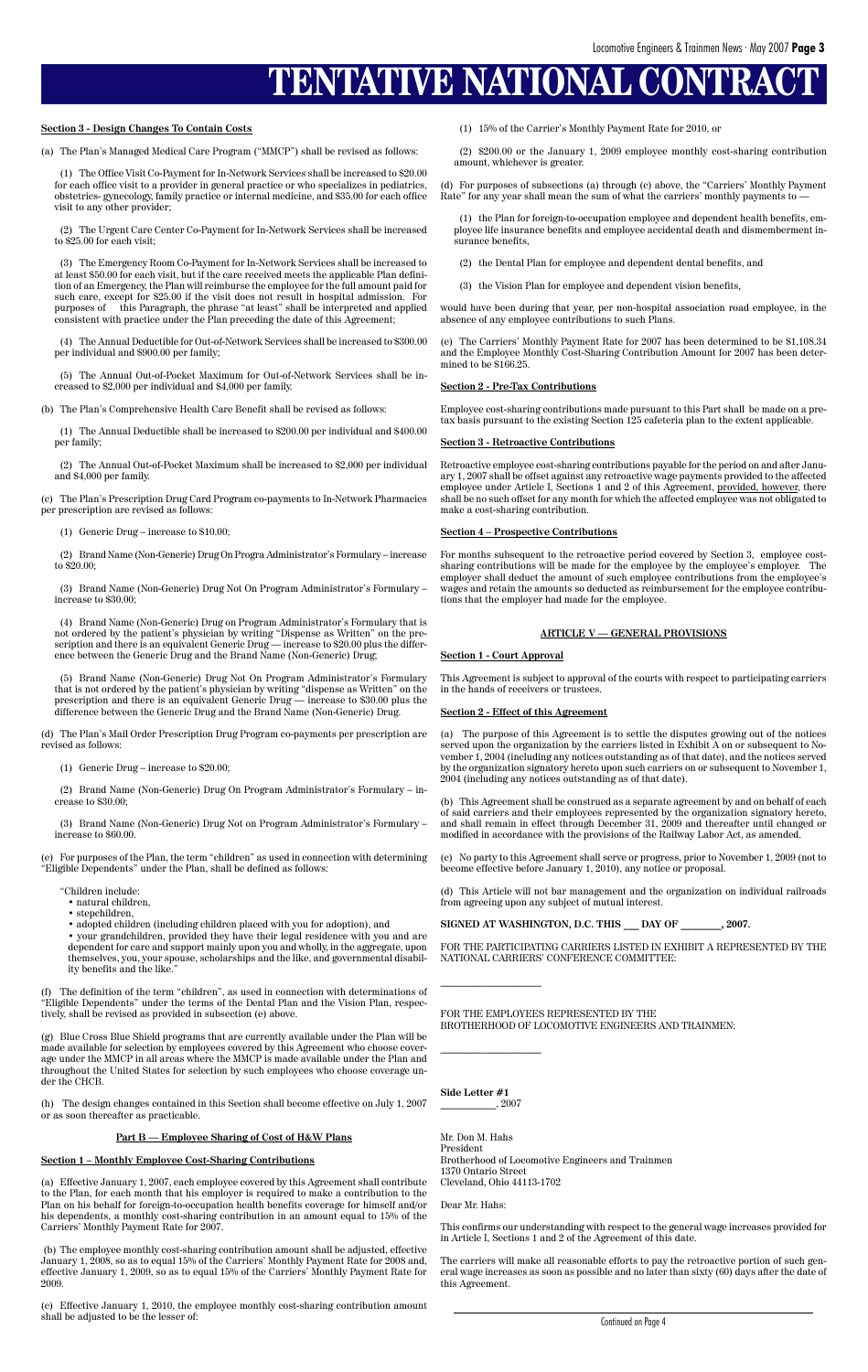# TENTATIVE NATIONAL CONTRACT

**Section 3 - Design Changes To Contain Costs**

(a) The Plan's Managed Medical Care Program ("MMCP") shall be revised as follows:

(1) The Office Visit Co-Payment for In-Network Services shall be increased to $20.00 for each office visit to a provider in general practice or who specializes in pediatrics, obstetrics- gynecology, family practice or internal medicine, and $35.00 for each office visit to any other provider;

(2) The Urgent Care Center Co-Payment for In-Network Services shall be increased to $25.00 for each visit;

(3) The Emergency Room Co-Payment for In-Network Services shall be increased to at least $50.00 for each visit, but if the care received meets the applicable Plan definition of an Emergency, the Plan will reimburse the employee for the full amount paid for such care, except for $25.00 if the visit does not result in hospital admission. For purposes of this Paragraph, the phrase "at least" shall be interpreted and applied consistent with practice under the Plan preceding the date of this Agreement;

(4) The Annual Deductible for Out-of-Network Services shall be increased to $300.00 per individual and $900.00 per family;

(5) The Annual Out-of-Pocket Maximum for Out-of-Network Services shall be increased to $2,000 per individual and $4,000 per family.

(b) The Plan's Comprehensive Health Care Benefit shall be revised as follows:

(1) The Annual Deductible shall be increased to $200.00 per individual and $400.00 per family;

(2) The Annual Out-of-Pocket Maximum shall be increased to $2,000 per individual and $4,000 per family.

(c) The Plan's Prescription Drug Card Program co-payments to In-Network Pharmacies per prescription are revised as follows:

(1) Generic Drug – increase to $10.00;

(2) Brand Name (Non-Generic) Drug On Progra Administrator's Formulary – increase to $20.00;

(3) Brand Name (Non-Generic) Drug Not On Program Administrator's Formulary – increase to $30.00;

(4) Brand Name (Non-Generic) Drug on Program Administrator's Formulary that is not ordered by the patient's physician by writing "Dispense as Written" on the prescription and there is an equivalent Generic Drug — increase to $20.00 plus the difference between the Generic Drug and the Brand Name (Non-Generic) Drug;

(5) Brand Name (Non-Generic) Drug Not On Program Administrator's Formulary that is not ordered by the patient's physician by writing "dispense as Written" on the prescription and there is an equivalent Generic Drug — increase to $30.00 plus the difference between the Generic Drug and the Brand Name (Non-Generic) Drug.

(d) The Plan's Mail Order Prescription Drug Program co-payments per prescription are revised as follows:

(1) Generic Drug – increase to $20.00;

(2) Brand Name (Non-Generic) Drug On Program Administrator's Formulary – increase to $30.00;

(3) Brand Name (Non-Generic) Drug Not on Program Administrator's Formulary – increase to $60.00.

(e) For purposes of the Plan, the term "children" as used in connection with determining "Eligible Dependents" under the Plan, shall be defined as follows:

"Children include:

- natural children,
- stepchildren,
- adopted children (including children placed with you for adoption), and
- your grandchildren, provided they have their legal residence with you and are dependent for care and support mainly upon you and wholly, in the aggregate, upon themselves, you, your spouse, scholarships and the like, and governmental disability benefits and the like."

(f) The definition of the term "children", as used in connection with determinations of "Eligible Dependents" under the terms of the Dental Plan and the Vision Plan, respectively, shall be revised as provided in subsection (e) above.

(g) Blue Cross Blue Shield programs that are currently available under the Plan will be made available for selection by employees covered by this Agreement who choose coverage under the MMCP in all areas where the MMCP is made available under the Plan and throughout the United States for selection by such employees who choose coverage under the CHCB.

(h) The design changes contained in this Section shall become effective on July 1, 2007 or as soon thereafter as practicable.

**Part B — Employee Sharing of Cost of H&W Plans**

**Section 1 – Monthly Employee Cost-Sharing Contributions**

(a) Effective January 1, 2007, each employee covered by this Agreement shall contribute to the Plan, for each month that his employer is required to make a contribution to the Plan on his behalf for foreign-to-occupation health benefits coverage for himself and/or his dependents, a monthly cost-sharing contribution in an amount equal to 15% of the Carriers' Monthly Payment Rate for 2007.

(b) The employee monthly cost-sharing contribution amount shall be adjusted, effective January 1, 2008, so as to equal 15% of the Carriers' Monthly Payment Rate for 2008 and, effective January 1, 2009, so as to equal 15% of the Carriers' Monthly Payment Rate for 2009.

(c) Effective January 1, 2010, the employee monthly cost-sharing contribution amount shall be adjusted to be the lesser of:

(1) 15% of the Carrier's Monthly Payment Rate for 2010, or

(2) $200.00 or the January 1, 2009 employee monthly cost-sharing contribution amount, whichever is greater.

(d) For purposes of subsections (a) through (c) above, the "Carriers' Monthly Payment Rate" for any year shall mean the sum of what the carriers' monthly payments to —

(1) the Plan for foreign-to-occupation employee and dependent health benefits, employee life insurance benefits and employee accidental death and dismemberment insurance benefits,

(2) the Dental Plan for employee and dependent dental benefits, and

(3) the Vision Plan for employee and dependent vision benefits,

would have been during that year, per non-hospital association road employee, in the absence of any employee contributions to such Plans.

(e) The Carriers' Monthly Payment Rate for 2007 has been determined to be $1,108.34 and the Employee Monthly Cost-Sharing Contribution Amount for 2007 has been determined to be $166.25.

**Section 2 - Pre-Tax Contributions**

Employee cost-sharing contributions made pursuant to this Part shall be made on a pre-tax basis pursuant to the existing Section 125 cafeteria plan to the extent applicable.

**Section 3 - Retroactive Contributions**

Retroactive employee cost-sharing contributions payable for the period on and after January 1, 2007 shall be offset against any retroactive wage payments provided to the affected employee under Article I, Sections 1 and 2 of this Agreement, provided, however, there shall be no such offset for any month for which the affected employee was not obligated to make a cost-sharing contribution.

**Section 4 – Prospective Contributions**

For months subsequent to the retroactive period covered by Section 3, employee cost-sharing contributions will be made for the employee by the employee's employer. The employer shall deduct the amount of such employee contributions from the employee's wages and retain the amounts so deducted as reimbursement for the employee contributions that the employer had made for the employee.

**ARTICLE V — GENERAL PROVISIONS**

**Section 1 - Court Approval**

This Agreement is subject to approval of the courts with respect to participating carriers in the hands of receivers or trustees.

**Section 2 - Effect of this Agreement**

(a) The purpose of this Agreement is to settle the disputes growing out of the notices served upon the organization by the carriers listed in Exhibit A on or subsequent to November 1, 2004 (including any notices outstanding as of that date), and the notices served by the organization signatory hereto upon such carriers on or subsequent to November 1, 2004 (including any notices outstanding as of that date).

(b) This Agreement shall be construed as a separate agreement by and on behalf of each of said carriers and their employees represented by the organization signatory hereto, and shall remain in effect through December 31, 2009 and thereafter until changed or modified in accordance with the provisions of the Railway Labor Act, as amended.

(c) No party to this Agreement shall serve or progress, prior to November 1, 2009 (not to become effective before January 1, 2010), any notice or proposal.

(d) This Article will not bar management and the organization on individual railroads from agreeing upon any subject of mutual interest.

**SIGNED AT WASHINGTON, D.C. THIS ___ DAY OF ________, 2007.**

FOR THE PARTICIPATING CARRIERS LISTED IN EXHIBIT A REPRESENTED BY THE NATIONAL CARRIERS' CONFERENCE COMMITTEE:

____________________

FOR THE EMPLOYEES REPRESENTED BY THE BROTHERHOOD OF LOCOMOTIVE ENGINEERS AND TRAINMEN:

____________________

**Side Letter #1**
___________, 2007

Mr. Don M. Hahs
President
Brotherhood of Locomotive Engineers and Trainmen
1370 Ontario Street
Cleveland, Ohio 44113-1702

Dear Mr. Hahs:

This confirms our understanding with respect to the general wage increases provided for in Article I, Sections 1 and 2 of the Agreement of this date.

The carriers will make all reasonable efforts to pay the retroactive portion of such general wage increases as soon as possible and no later than sixty (60) days after the date of this Agreement.

Continued on Page 4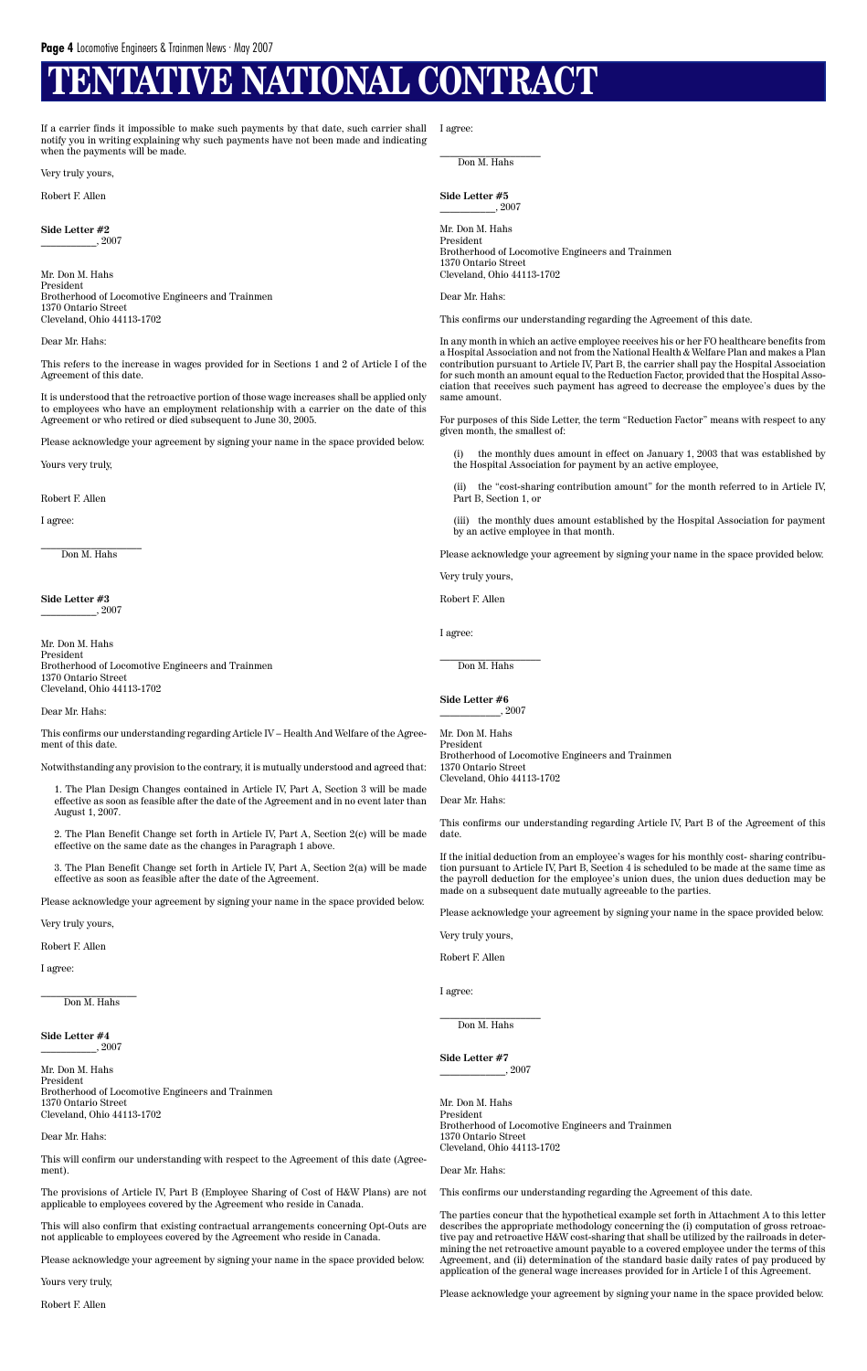# TENTATIVE NATIONAL CONTRACT

If a carrier finds it impossible to make such payments by that date, such carrier shall notify you in writing explaining why such payments have not been made and indicating when the payments will be made.

Very truly yours,

Robert F. Allen

**Side Letter #2**
__________, 2007

Mr. Don M. Hahs
President
Brotherhood of Locomotive Engineers and Trainmen
1370 Ontario Street
Cleveland, Ohio 44113-1702

Dear Mr. Hahs:

This refers to the increase in wages provided for in Sections 1 and 2 of Article I of the Agreement of this date.

It is understood that the retroactive portion of those wage increases shall be applied only to employees who have an employment relationship with a carrier on the date of this Agreement or who retired or died subsequent to June 30, 2005.

Please acknowledge your agreement by signing your name in the space provided below.

Yours very truly,

Robert F. Allen

I agree:

__________________
Don M. Hahs

**Side Letter #3**
__________, 2007

Mr. Don M. Hahs
President
Brotherhood of Locomotive Engineers and Trainmen
1370 Ontario Street
Cleveland, Ohio 44113-1702

Dear Mr. Hahs:

This confirms our understanding regarding Article IV – Health And Welfare of the Agreement of this date.

Notwithstanding any provision to the contrary, it is mutually understood and agreed that:

1. The Plan Design Changes contained in Article IV, Part A, Section 3 will be made effective as soon as feasible after the date of the Agreement and in no event later than August 1, 2007.

2. The Plan Benefit Change set forth in Article IV, Part A, Section 2(c) will be made effective on the same date as the changes in Paragraph 1 above.

3. The Plan Benefit Change set forth in Article IV, Part A, Section 2(a) will be made effective as soon as feasible after the date of the Agreement.

Please acknowledge your agreement by signing your name in the space provided below.

Very truly yours,

Robert F. Allen

I agree:

__________________
Don M. Hahs

**Side Letter #4**
__________, 2007

Mr. Don M. Hahs
President
Brotherhood of Locomotive Engineers and Trainmen
1370 Ontario Street
Cleveland, Ohio 44113-1702

Dear Mr. Hahs:

This will confirm our understanding with respect to the Agreement of this date (Agreement).

The provisions of Article IV, Part B (Employee Sharing of Cost of H&W Plans) are not applicable to employees covered by the Agreement who reside in Canada.

This will also confirm that existing contractual arrangements concerning Opt-Outs are not applicable to employees covered by the Agreement who reside in Canada.

Please acknowledge your agreement by signing your name in the space provided below.

Yours very truly,

Robert F. Allen

I agree:

__________________
Don M. Hahs

**Side Letter #5**
__________, 2007

Mr. Don M. Hahs
President
Brotherhood of Locomotive Engineers and Trainmen
1370 Ontario Street
Cleveland, Ohio 44113-1702

Dear Mr. Hahs:

This confirms our understanding regarding the Agreement of this date.

In any month in which an active employee receives his or her FO healthcare benefits from a Hospital Association and not from the National Health & Welfare Plan and makes a Plan contribution pursuant to Article IV, Part B, the carrier shall pay the Hospital Association for such month an amount equal to the Reduction Factor, provided that the Hospital Association that receives such payment has agreed to decrease the employee's dues by the same amount.

For purposes of this Side Letter, the term "Reduction Factor" means with respect to any given month, the smallest of:

(i) the monthly dues amount in effect on January 1, 2003 that was established by the Hospital Association for payment by an active employee,

(ii) the "cost-sharing contribution amount" for the month referred to in Article IV, Part B, Section 1, or

(iii) the monthly dues amount established by the Hospital Association for payment by an active employee in that month.

Please acknowledge your agreement by signing your name in the space provided below.

Very truly yours,

Robert F. Allen

I agree:

__________________
Don M. Hahs

**Side Letter #6**
__________, 2007

Mr. Don M. Hahs
President
Brotherhood of Locomotive Engineers and Trainmen
1370 Ontario Street
Cleveland, Ohio 44113-1702

Dear Mr. Hahs:

This confirms our understanding regarding Article IV, Part B of the Agreement of this date.

If the initial deduction from an employee's wages for his monthly cost- sharing contribution pursuant to Article IV, Part B, Section 4 is scheduled to be made at the same time as the payroll deduction for the employee's union dues, the union dues deduction may be made on a subsequent date mutually agreeable to the parties.

Please acknowledge your agreement by signing your name in the space provided below.

Very truly yours,

Robert F. Allen

I agree:

__________________
Don M. Hahs

**Side Letter #7**
__________, 2007

Mr. Don M. Hahs
President
Brotherhood of Locomotive Engineers and Trainmen
1370 Ontario Street
Cleveland, Ohio 44113-1702

Dear Mr. Hahs:

This confirms our understanding regarding the Agreement of this date.

The parties concur that the hypothetical example set forth in Attachment A to this letter describes the appropriate methodology concerning the (i) computation of gross retroactive pay and retroactive H&W cost-sharing that shall be utilized by the railroads in determining the net retroactive amount payable to a covered employee under the terms of this Agreement, and (ii) determination of the standard basic daily rates of pay produced by application of the general wage increases provided for in Article I of this Agreement.

Please acknowledge your agreement by signing your name in the space provided below.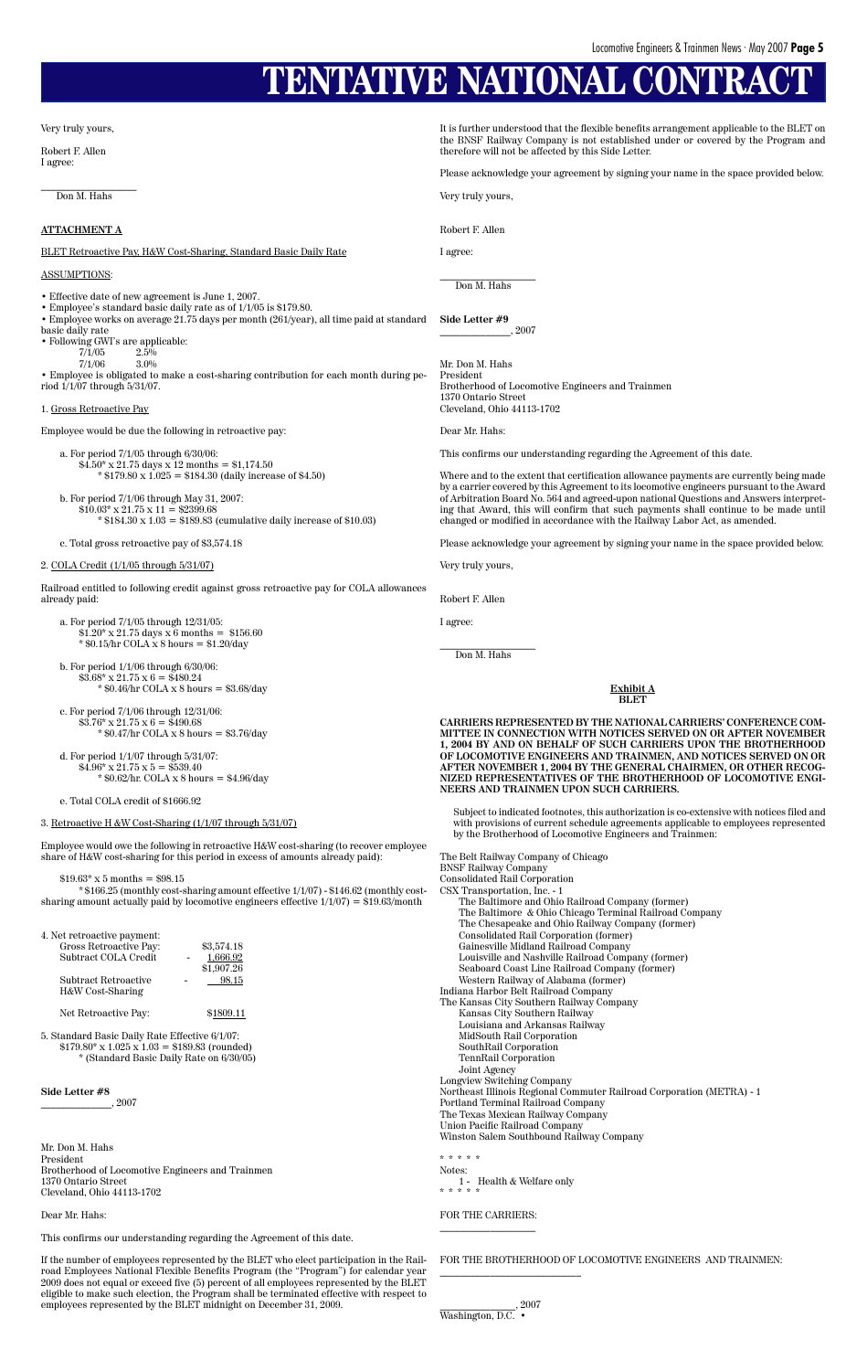// TENTATIVE NATIONAL CONTRACT

Very truly yours,

Robert F. Allen

I agree:

\_\_\_\_\_\_\_\_\_\_\_\_\_\_\_\_\_\_

Don M. Hahs

**ATTACHMENT A**

BLET Retroactive Pay, H&W Cost-Sharing, Standard Basic Daily Rate

ASSUMPTIONS:

- Effective date of new agreement is June 1, 2007.
- Employee's standard basic daily rate as of 1/1/05 is $179.80.
- Employee works on average 21.75 days per month (261/year), all time paid at standard basic daily rate
- Following GWI's are applicable:
  - 7/1/05 2.5%
  - 7/1/06 3.0%
- Employee is obligated to make a cost-sharing contribution for each month during period 1/1/07 through 5/31/07.

1. Gross Retroactive Pay

Employee would be due the following in retroactive pay:

a. For period 7/1/05 through 6/30/06:
$4.50* x 21.75 days x 12 months = $1,174.50
* $179.80 x 1.025 = $184.30 (daily increase of $4.50)

b. For period 7/1/06 through May 31, 2007:
$10.03* x 21.75 x 11 = $2399.68
* $184.30 x 1.03 = $189.83 (cumulative daily increase of $10.03)

c. Total gross retroactive pay of $3,574.18

2. COLA Credit (1/1/05 through 5/31/07)

Railroad entitled to following credit against gross retroactive pay for COLA allowances already paid:

a. For period 7/1/05 through 12/31/05:
$1.20* x 21.75 days x 6 months = $156.60
* $0.15/hr COLA x 8 hours = $1.20/day

b. For period 1/1/06 through 6/30/06:
$3.68* x 21.75 x 6 = $480.24
* $0.46/hr COLA x 8 hours = $3.68/day

c. For period 7/1/06 through 12/31/06:
$3.76* x 21.75 x 6 = $490.68
* $0.47/hr COLA x 8 hours = $3.76/day

d. For period 1/1/07 through 5/31/07:
$4.96* x 21.75 x 5 = $539.40
* $0.62/hr. COLA x 8 hours = $4.96/day

e. Total COLA credit of $1666.92

3. Retroactive H &W Cost-Sharing (1/1/07 through 5/31/07)

Employee would owe the following in retroactive H&W cost-sharing (to recover employee share of H&W cost-sharing for this period in excess of amounts already paid):

$19.63* x 5 months = $98.15
* $166.25 (monthly cost-sharing amount effective 1/1/07) - $146.62 (monthly cost-sharing amount actually paid by locomotive engineers effective 1/1/07) = $19.63/month

4. Net retroactive payment:

| | | |
|---|---|---|
| Gross Retroactive Pay: | | $3,574.18 |
| Subtract COLA Credit | - | 1,666.92 |
| | | $1,907.26 |
| Subtract Retroactive H&W Cost-Sharing | - | 98.15 |
| Net Retroactive Pay: | | $1809.11 |

5. Standard Basic Daily Rate Effective 6/1/07:
$179.80* x 1.025 x 1.03 = $189.83 (rounded)
* (Standard Basic Daily Rate on 6/30/05)

**Side Letter #8**

\_\_\_\_\_\_\_\_\_\_\_\_\_\_, 2007

Mr. Don M. Hahs
President
Brotherhood of Locomotive Engineers and Trainmen
1370 Ontario Street
Cleveland, Ohio 44113-1702

Dear Mr. Hahs:

This confirms our understanding regarding the Agreement of this date.

If the number of employees represented by the BLET who elect participation in the Railroad Employees National Flexible Benefits Program (the "Program") for calendar year 2009 does not equal or exceed five (5) percent of all employees represented by the BLET eligible to make such election, the Program shall be terminated effective with respect to employees represented by the BLET midnight on December 31, 2009.

It is further understood that the flexible benefits arrangement applicable to the BLET on the BNSF Railway Company is not established under or covered by the Program and therefore will not be affected by this Side Letter.

Please acknowledge your agreement by signing your name in the space provided below.

Very truly yours,

Robert F. Allen

I agree:

\_\_\_\_\_\_\_\_\_\_\_\_\_\_\_\_\_\_

Don M. Hahs

**Side Letter #9**

\_\_\_\_\_\_\_\_\_\_\_\_\_\_, 2007

Mr. Don M. Hahs
President
Brotherhood of Locomotive Engineers and Trainmen
1370 Ontario Street
Cleveland, Ohio 44113-1702

Dear Mr. Hahs:

This confirms our understanding regarding the Agreement of this date.

Where and to the extent that certification allowance payments are currently being made by a carrier covered by this Agreement to its locomotive engineers pursuant to the Award of Arbitration Board No. 564 and agreed-upon national Questions and Answers interpreting that Award, this will confirm that such payments shall continue to be made until changed or modified in accordance with the Railway Labor Act, as amended.

Please acknowledge your agreement by signing your name in the space provided below.

Very truly yours,

Robert F. Allen

I agree:

\_\_\_\_\_\_\_\_\_\_\_\_\_\_\_\_\_\_

Don M. Hahs

**Exhibit A**
**BLET**

**CARRIERS REPRESENTED BY THE NATIONAL CARRIERS' CONFERENCE COMMITTEE IN CONNECTION WITH NOTICES SERVED ON OR AFTER NOVEMBER 1, 2004 BY AND ON BEHALF OF SUCH CARRIERS UPON THE BROTHERHOOD OF LOCOMOTIVE ENGINEERS AND TRAINMEN, AND NOTICES SERVED ON OR AFTER NOVEMBER 1, 2004 BY THE GENERAL CHAIRMEN, OR OTHER RECOGNIZED REPRESENTATIVES OF THE BROTHERHOOD OF LOCOMOTIVE ENGINEERS AND TRAINMEN UPON SUCH CARRIERS.**

Subject to indicated footnotes, this authorization is co-extensive with notices filed and with provisions of current schedule agreements applicable to employees represented by the Brotherhood of Locomotive Engineers and Trainmen:

The Belt Railway Company of Chicago
BNSF Railway Company
Consolidated Rail Corporation
CSX Transportation, Inc. - 1
- The Baltimore and Ohio Railroad Company (former)
- The Baltimore & Ohio Chicago Terminal Railroad Company
- The Chesapeake and Ohio Railway Company (former)
- Consolidated Rail Corporation (former)
- Gainesville Midland Railroad Company
- Louisville and Nashville Railroad Company (former)
- Seaboard Coast Line Railroad Company (former)
- Western Railway of Alabama (former)

Indiana Harbor Belt Railroad Company
The Kansas City Southern Railway Company
- Kansas City Southern Railway
- Louisiana and Arkansas Railway
- MidSouth Rail Corporation
- SouthRail Corporation
- TennRail Corporation
- Joint Agency

Longview Switching Company
Northeast Illinois Regional Commuter Railroad Corporation (METRA) - 1
Portland Terminal Railroad Company
The Texas Mexican Railway Company
Union Pacific Railroad Company
Winston Salem Southbound Railway Company

\* \* \* \* \*

Notes:
1 - Health & Welfare only

\* \* \* \* \*

FOR THE CARRIERS:

\_\_\_\_\_\_\_\_\_\_\_\_\_\_\_\_\_\_

FOR THE BROTHERHOOD OF LOCOMOTIVE ENGINEERS AND TRAINMEN:

\_\_\_\_\_\_\_\_\_\_\_\_\_\_\_\_\_\_\_\_\_\_\_\_\_\_

\_\_\_\_\_\_\_\_\_\_\_\_\_\_, 2007
Washington, D.C. •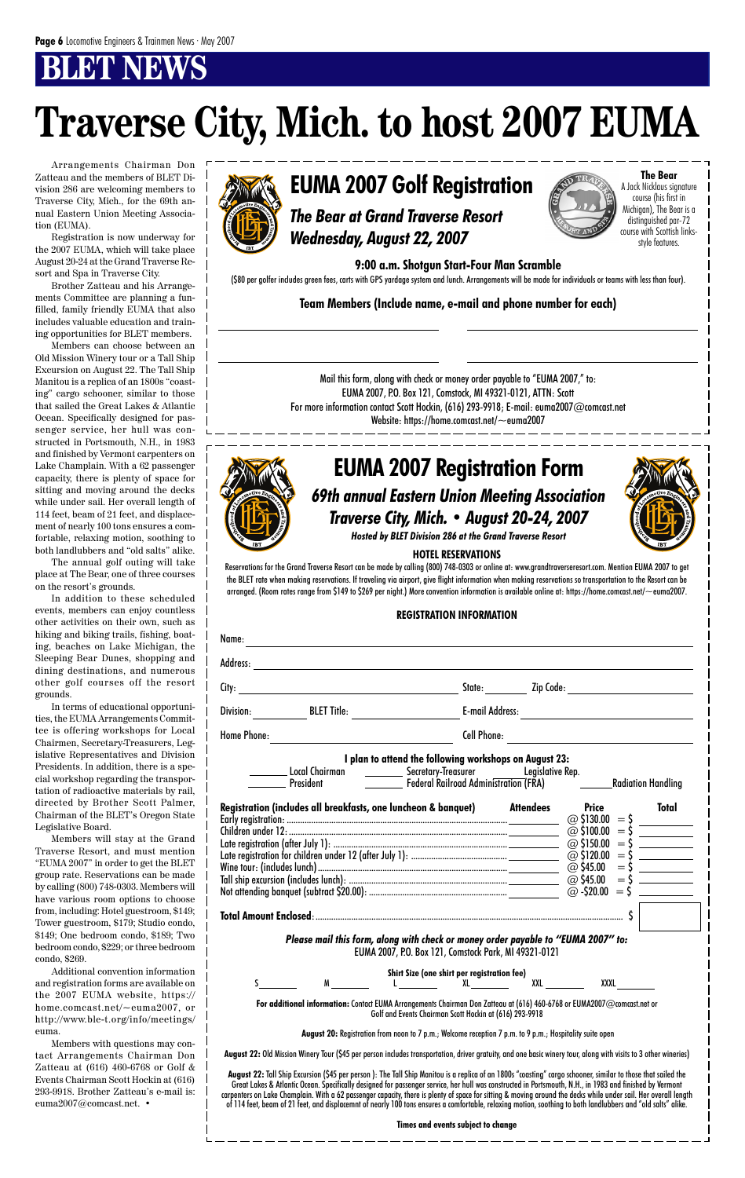## BLET NEWS

# Traverse City, Mich. to host 2007 EUMA

Arrangements Chairman Don Zatteau and the members of BLET Division 286 are welcoming members to Traverse City, Mich., for the 69th annual Eastern Union Meeting Association (EUMA).

Registration is now underway for the 2007 EUMA, which will take place August 20-24 at the Grand Traverse Resort and Spa in Traverse City.

Brother Zatteau and his Arrangements Committee are planning a fun-filled, family friendly EUMA that also includes valuable education and training opportunities for BLET members.

Members can choose between an Old Mission Winery tour or a Tall Ship Excursion on August 22. The Tall Ship Manitou is a replica of an 1800s "coasting" cargo schooner, similar to those that sailed the Great Lakes & Atlantic Ocean. Specifically designed for passenger service, her hull was constructed in Portsmouth, N.H., in 1983 and finished by Vermont carpenters on Lake Champlain. With a 62 passenger capacity, there is plenty of space for sitting and moving around the decks while under sail. Her overall length of 114 feet, beam of 21 feet, and displacement of nearly 100 tons ensures a comfortable, relaxing motion, soothing to both landlubbers and "old salts" alike.

The annual golf outing will take place at The Bear, one of three courses on the resort's grounds.

In addition to these scheduled events, members can enjoy countless other activities on their own, such as hiking and biking trails, fishing, boating, beaches on Lake Michigan, the Sleeping Bear Dunes, shopping and dining destinations, and numerous other golf courses off the resort grounds.

In terms of educational opportunities, the EUMA Arrangements Committee is offering workshops for Local Chairmen, Secretary-Treasurers, Legislative Representatives and Division Presidents. In addition, there is a special workshop regarding the transportation of radioactive materials by rail, directed by Brother Scott Palmer, Chairman of the BLET's Oregon State Legislative Board.

Members will stay at the Grand Traverse Resort, and must mention "EUMA 2007" in order to get the BLET group rate. Reservations can be made by calling (800) 748-0303. Members will have various room options to choose from, including: Hotel guestroom, $149; Tower guestroom, $179; Studio condo, $149; One bedroom condo, $189; Two bedroom condo, $229; or three bedroom condo, $269.

Additional convention information and registration forms are available on the 2007 EUMA website, https://home.comcast.net/~euma2007, or http://www.ble-t.org/info/meetings/euma.

Members with questions may contact Arrangements Chairman Don Zatteau at (616) 460-6768 or Golf & Events Chairman Scott Hockin at (616) 293-9918. Brother Zatteau's e-mail is: euma2007@comcast.net. •

---

## EUMA 2007 Golf Registration

### *The Bear at Grand Traverse Resort*
### *Wednesday, August 22, 2007*

**The Bear**
A Jack Nicklaus signature course (his first in Michigan), The Bear is a distinguished par-72 course with Scottish links-style features.

**9:00 a.m. Shotgun Start-Four Man Scramble**

($80 per golfer includes green fees, carts with GPS yardage system and lunch. Arrangements will be made for individuals or teams with less than four).

**Team Members (Include name, e-mail and phone number for each)**

________________________ ________________________

________________________ ________________________

Mail this form, along with check or money order payable to "EUMA 2007," to:
EUMA 2007, P.O. Box 121, Comstock, MI 49321-0121, ATTN: Scott
For more information contact Scott Hockin, (616) 293-9918; E-mail: euma2007@comcast.net
Website: https://home.comcast.net/~euma2007

---

## EUMA 2007 Registration Form

### *69th annual Eastern Union Meeting Association*
### *Traverse City, Mich. • August 20-24, 2007*

*Hosted by BLET Division 286 at the Grand Traverse Resort*

**HOTEL RESERVATIONS**

Reservations for the Grand Traverse Resort can be made by calling (800) 748-0303 or online at: www.grandtraverseresort.com. Mention EUMA 2007 to get the BLET rate when making reservations. If traveling via airport, give flight information when making reservations so transportation to the Resort can be arranged. (Room rates range from $149 to $269 per night.) More convention information is available online at: https://home.comcast.net/~euma2007.

**REGISTRATION INFORMATION**

Name: ____________________

Address: ____________________

City: ____________ State: ______ Zip Code: ____________

Division: ______ BLET Title: ____________ E-mail Address: ____________

Home Phone: ____________ Cell Phone: ____________

**I plan to attend the following workshops on August 23:**

_____ Local Chairman _____ Secretary-Treasurer _____ Legislative Rep.
_____ President _____ Federal Railroad Administration (FRA) _____ Radiation Handling

| Registration (includes all breakfasts, one luncheon & banquet) | Attendees | Price | Total |
|---|---|---|---|
| Early registration: | ____ | @ $130.00 | = $ ____ |
| Children under 12: | ____ | @ $100.00 | = $ ____ |
| Late registration (after July 1): | ____ | @ $150.00 | = $ ____ |
| Late registration for children under 12 (after July 1): | ____ | @ $120.00 | = $ ____ |
| Wine tour: (includes lunch) | ____ | @ $45.00 | = $ ____ |
| Tall ship excursion (includes lunch): | ____ | @ $45.00 | = $ ____ |
| Not attending banquet (subtract $20.00): | ____ | @ -$20.00 | = $ ____ |

**Total Amount Enclosed:** $ ____

***Please mail this form, along with check or money order payable to "EUMA 2007" to:***
EUMA 2007, P.O. Box 121, Comstock Park, MI 49321-0121

**Shirt Size (one shirt per registration fee)**
S ____ M ____ L ____ XL ____ XXL ____ XXXL ____

**For additional information:** Contact EUMA Arrangements Chairman Don Zatteau at (616) 460-6768 or EUMA2007@comcast.net or Golf and Events Chairman Scott Hockin at (616) 293-9918

**August 20:** Registration from noon to 7 p.m.; Welcome reception 7 p.m. to 9 p.m.; Hospitality suite open

**August 22:** Old Mission Winery Tour ($45 per person includes transportation, driver gratuity, and one basic winery tour, along with visits to 3 other wineries)

**August 22:** Tall Ship Excursion ($45 per person ): The Tall Ship Manitou is a replica of an 1800s "coasting" cargo schooner, similar to those that sailed the Great Lakes & Atlantic Ocean. Specifically designed for passenger service, her hull was constructed in Portsmouth, N.H., in 1983 and finished by Vermont carpenters on Lake Champlain. With a 62 passenger capacity, there is plenty of space for sitting & moving around the decks while under sail. Her overall length of 114 feet, beam of 21 feet, and displacemnt of nearly 100 tons ensures a comfortable, relaxing motion, soothing to both landlubbers and "old salts" alike.

**Times and events subject to change**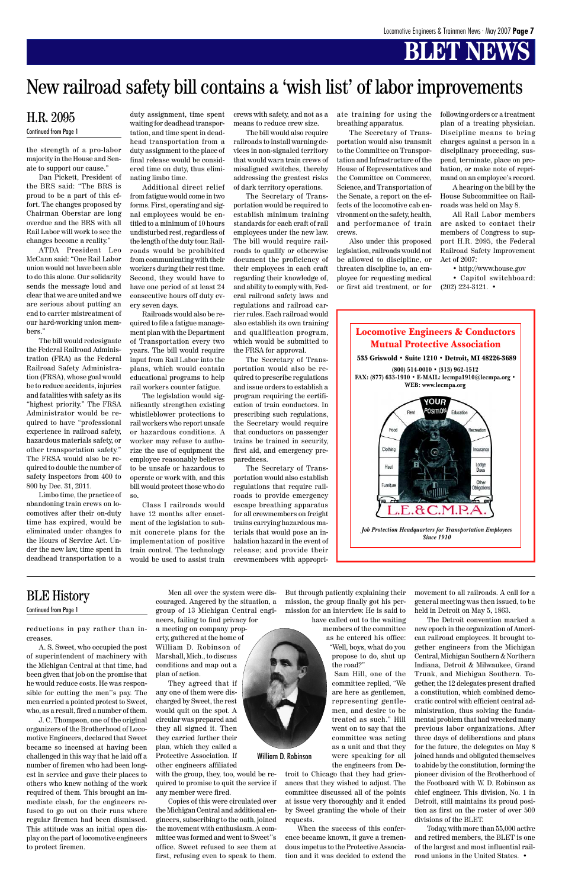# New railroad safety bill contains a 'wish list' of labor improvements

## H.R. 2095

Continued from Page 1

the strength of a pro-labor majority in the House and Senate to support our cause."

Dan Pickett, President of the BRS said: "The BRS is proud to be a part of this effort. The changes proposed by Chairman Oberstar are long overdue and the BRS with all Rail Labor will work to see the changes become a reality."

ATDA President Leo McCann said: "One Rail Labor union would not have been able to do this alone. Our solidarity sends the message loud and clear that we are united and we are serious about putting an end to carrier mistreatment of our hard-working union members."

The bill would redesignate the Federal Railroad Administration (FRA) as the Federal Railroad Safety Administration (FRSA), whose goal would be to reduce accidents, injuries and fatalities with safety as its "highest priority." The FRSA Administrator would be required to have "professional experience in railroad safety, hazardous materials safety, or other transportation safety." The FRSA would also be required to double the number of safety inspectors from 400 to 800 by Dec. 31, 2011.

Limbo time, the practice of abandoning train crews on locomotives after their on-duty time has expired, would be eliminated under changes to the Hours of Service Act. Under the new law, time spent in deadhead transportation to a duty assignment, time spent waiting for deadhead transportation, and time spent in deadhead transportation from a duty assignment to the place of final release would be considered time on duty, thus eliminating limbo time.

Additional direct relief from fatigue would come in two forms. First, operating and signal employees would be entitled to a minimum of 10 hours undisturbed rest, regardless of the length of the duty tour. Railroads would be prohibited from communicating with their workers during their rest time. Second, they would have to have one period of at least 24 consecutive hours off duty every seven days.

Railroads would also be required to file a fatigue management plan with the Department of Transportation every two years. The bill would require input from Rail Labor into the plans, which would contain educational programs to help rail workers counter fatigue.

The legislation would significantly strengthen existing whistleblower protections to rail workers who report unsafe or hazardous conditions. A worker may refuse to authorize the use of equipment the employee reasonably believes to be unsafe or hazardous to operate or work with, and this bill would protect those who do so.

Class I railroads would have 12 months after enactment of the legislation to submit concrete plans for the implementation of positive train control. The technology would be used to assist train crews with safety, and not as a means to reduce crew size.

The bill would also require railroads to install warning devices in non-signaled territory that would warn train crews of misaligned switches, thereby addressing the greatest risks of dark territory operations.

The Secretary of Transportation would be required to establish minimum training standards for each craft of rail employees under the new law. The bill would require railroads to qualify or otherwise document the proficiency of their employees in each craft regarding their knowledge of, and ability to comply with, Federal railroad safety laws and regulations and railroad carrier rules. Each railroad would also establish its own training and qualification program, which would be submitted to the FRSA for approval.

The Secretary of Transportation would also be required to prescribe regulations and issue orders to establish a program requiring the certification of train conductors. In prescribing such regulations, the Secretary would require that conductors on passenger trains be trained in security, first aid, and emergency preparedness.

The Secretary of Transportation would also establish regulations that require railroads to provide emergency escape breathing apparatus for all crewmembers on freight trains carrying hazardous materials that would pose an inhalation hazard in the event of release; and provide them crewmembers with appropriate training for using the breathing apparatus.

The Secretary of Transportation would also transmit to the Committee on Transportation and Infrastructure of the House of Representatives and the Committee on Commerce, Science, and Transportation of the Senate, a report on the effects of the locomotive cab environment on the safety, health, and performance of train crews.

Also under this proposed legislation, railroads would not be allowed to discipline, or threaten discipline to, an employee for requesting medical or first aid treatment, or for following orders or a treatment plan of a treating physician. Discipline means to bring charges against a person in a disciplinary proceeding, suspend, terminate, place on probation, or make note of reprimand on an employee's record.

A hearing on the bill by the House Subcommittee on Railroads was held on May 8.

All Rail Labor members are asked to contact their members of Congress to support H.R. 2095, the Federal Railroad Safety Improvement Act of 2007:

- http://www.house.gov
- Capitol switchboard: (202) 224-3121. •

**Locomotive Engineers & Conductors Mutual Protective Association**

**535 Griswold • Suite 1210 • Detroit, MI 48226-3689**

**(800) 514-0010 • (313) 962-1512**
**FAX: (877) 633-1910 • E-MAIL: lecmpa1910@lecmpa.org • WEB: www.lecmpa.org**

YOUR POSITION — Rent, Education, Food, Recreation, Clothing, Insurance, Heat, Lodge Dues, Furniture, Other Obligations

L.E.&C.M.P.A.

*Job Protection Headquarters for Transportation Employees Since 1910*

## BLE History

Continued from Page 1

reductions in pay rather than increases.

A. S. Sweet, who occupied the post of superintendent of machinery with the Michigan Central at that time, had been given that job on the promise that he would reduce costs. He was responsible for cutting the men's pay. The men carried a pointed protest to Sweet, who, as a result, fired a number of them.

J. C. Thompson, one of the original organizers of the Brotherhood of Locomotive Engineers, declared that Sweet became so incensed at having been challenged in this way that he laid off a number of firemen who had been longest in service and gave their places to others who knew nothing of the work required of them. This brought an immediate clash, for the engineers refused to go out on their runs where regular firemen had been dismissed. This attitude was an initial open display on the part of locomotive engineers to protect firemen.

Men all over the system were discouraged. Angered by the situation, a group of 13 Michigan Central engineers, failing to find privacy for a meeting on company property, gathered at the home of William D. Robinson of Marshall, Mich., to discuss conditions and map out a plan of action.

They agreed that if any one of them were discharged by Sweet, the rest would quit on the spot. A circular was prepared and they all signed it. Then they carried further their plan, which they called a Protective Association. If other engineers affiliated with the group, they, too, would be required to promise to quit the service if any member were fired.

Copies of this were circulated over the Michigan Central and additional engineers, subscribing to the oath, joined the movement with enthusiasm. A committee was formed and went to Sweet's office. Sweet refused to see them at first, refusing even to speak to them. But through patiently explaining their mission, the group finally got his permission for an interview. He is said to have called out to the waiting members of the committee as he entered his office: "Well, boys, what do you propose to do, shut up the road?"

William D. Robinson

Sam Hill, one of the committee replied, "We are here as gentlemen, representing gentlemen, and desire to be treated as such." Hill went on to say that the committee was acting as a unit and that they were speaking for all the engineers from Detroit to Chicago that they had grievances that they wished to adjust. The committee discussed all of the points at issue very thoroughly and it ended by Sweet granting the whole of their requests.

When the success of this conference became known, it gave a tremendous impetus to the Protective Association and it was decided to extend the movement to all railroads. A call for a general meeting was then issued, to be held in Detroit on May 5, 1863.

The Detroit convention marked a new epoch in the organization of American railroad employees. It brought together engineers from the Michigan Central, Michigan Southern & Northern Indiana, Detroit & Milwaukee, Grand Trunk, and Michigan Southern. Together, the 12 delegates present drafted a constitution, which combined democratic control with efficient central administration, thus solving the fundamental problem that had wrecked many previous labor organizations. After three days of deliberations and plans for the future, the delegates on May 8 joined hands and obligated themselves to abide by the constitution, forming the pioneer division of the Brotherhood of the Footboard with W. D. Robinson as chief engineer. This division, No. 1 in Detroit, still maintains its proud position as first on the roster of over 500 divisions of the BLET.

Today, with more than 55,000 active and retired members, the BLET is one of the largest and most influential railroad unions in the United States. •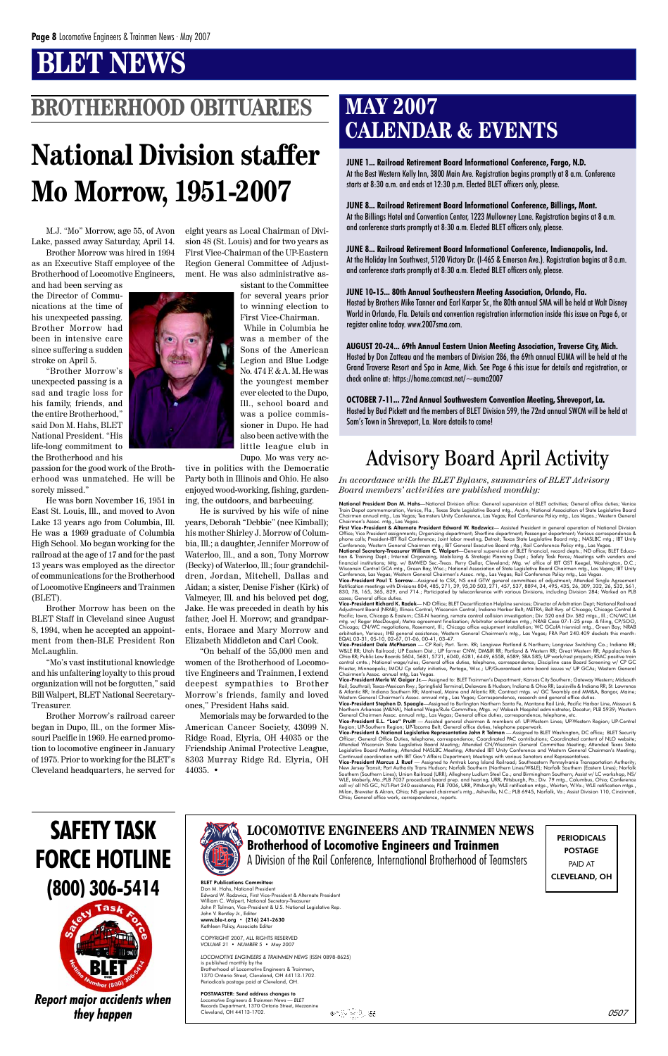# BLET NEWS

## BROTHERHOOD OBITUARIES

# National Division staffer Mo Morrow, 1951-2007

M.J. "Mo" Morrow, age 55, of Avon Lake, passed away Saturday, April 14.

Brother Morrow was hired in 1994 as an Executive Staff employee of the Brotherhood of Locomotive Engineers, and had been serving as the Director of Communications at the time of his unexpected passing. Brother Morrow had been in intensive care since suffering a sudden stroke on April 5.

"Brother Morrow's unexpected passing is a sad and tragic loss for his family, friends, and the entire Brotherhood," said Don M. Hahs, BLET National President. "His life-long commitment to the Brotherhood and his passion for the good work of the Brotherhood was unmatched. He will be sorely missed."

He was born November 16, 1951 in East St. Louis, Ill., and moved to Avon Lake 13 years ago from Columbia, Ill. He was a 1969 graduate of Columbia High School. Mo began working for the railroad at the age of 17 and for the past 13 years was employed as the director of communications for the Brotherhood of Locomotive Engineers and Trainmen (BLET).

Brother Morrow has been on the BLET Staff in Cleveland since August 8, 1994, when he accepted an appointment from then-BLE President Ron McLaughlin.

"Mo's vast institutional knowledge and his unfaltering loyalty to this proud organization will not be forgotten," said Bill Walpert, BLET National Secretary-Treasurer.

Brother Morrow's railroad career began in Dupo, Ill., on the former Missouri Pacific in 1969. He earned promotion to locomotive engineer in January of 1975. Prior to working for the BLET's Cleveland headquarters, he served for eight years as Local Chairman of Division 48 (St. Louis) and for two years as First Vice-Chairman of the UP-Eastern Region General Committee of Adjustment. He was also administrative assistant to the Committee for several years prior to winning election to First Vice-Chairman.

While in Columbia he was a member of the Sons of the American Legion and Blue Lodge No. 474 F. & A. M. He was the youngest member ever elected to the Dupo, Ill., school board and was a police commissioner in Dupo. He had also been active with the little league club in Dupo. Mo was very active in politics with the Democratic Party both in Illinois and Ohio. He also enjoyed wood-working, fishing, gardening, the outdoors, and barbecuing.

He is survived by his wife of nine years, Deborah "Debbie" (nee Kimball); his mother Shirley J. Morrow of Columbia, Ill.; a daughter, Jennifer Morrow of Waterloo, Ill., and a son, Tony Morrow (Becky) of Waterloo, Ill.; four grandchildren, Jordan, Mitchell, Dallas and Aidan; a sister, Denise Fisher (Kirk) of Valmeyer, Ill. and his beloved pet dog, Jake. He was preceded in death by his father, Joel H. Morrow; and grandparents, Horace and Mary Morrow and Elizabeth Middleton and Carl Cook.

"On behalf of the 55,000 men and women of the Brotherhood of Locomotive Engineers and Trainmen, I extend deepest sympathies to Brother Morrow's friends, family and loved ones," President Hahs said.

Memorials may be forwarded to the American Cancer Society, 43099 N. Ridge Road, Elyria, OH 44035 or the Friendship Animal Protective League, 8303 Murray Ridge Rd. Elyria, OH 44035. •

## MAY 2007 CALENDAR & EVENTS

**JUNE 1... Railroad Retirement Board Informational Conference, Fargo, N.D.**
At the Best Western Kelly Inn, 3800 Main Ave. Registration begins promptly at 8 a.m. Conference starts at 8:30 a.m. and ends at 12:30 p.m. Elected BLET officers only, please.

**JUNE 8... Railroad Retirement Board Informational Conference, Billings, Mont.**
At the Billings Hotel and Convention Center, 1223 Mullowney Lane. Registration begins at 8 a.m. and conference starts promptly at 8:30 a.m. Elected BLET officers only, please.

**JUNE 8... Railroad Retirement Board Informational Conference, Indianapolis, Ind.**
At the Holiday Inn Southwest, 5120 Victory Dr. (I-465 & Emerson Ave.). Registration begins at 8 a.m. and conference starts promptly at 8:30 a.m. Elected BLET officers only, please.

**JUNE 10-15... 80th Annual Southeastern Meeting Association, Orlando, Fla.**
Hosted by Brothers Mike Tanner and Earl Karper Sr., the 80th annual SMA will be held at Walt Disney World in Orlando, Fla. Details and convention registration information inside this issue on Page 6, or register online today. www.2007sma.com.

**AUGUST 20-24... 69th Annual Eastern Union Meeting Association, Traverse City, Mich.**
Hosted by Don Zatteau and the members of Division 286, the 69th annual EUMA will be held at the Grand Traverse Resort and Spa in Acme, Mich. See Page 6 for details and registration, or check online at: https://home.comcast.net/~euma2007

**OCTOBER 7-11... 72nd Annual Southwestern Convention Meeting, Shreveport, La.**
Hosted by Bud Pickett and the members of BLET Division 599, the 72nd annual SWCM will be held at Sam's Town in Shreveport, La. More details to come!

# Advisory Board April Activity

*In accordance with the BLET Bylaws, summaries of BLET Advisory Board members' activities are published monthly:*

**National President Don M. Hahs**—National Division office: General supervision of BLET activities; General office duties; Venice Train Depot commemoration, Venice, Fla.; Texas State Legislative Board mtg., Austin; National Association of State Legislative Board Chairmen annual mtg., Las Vegas; Teamsters Unity Conference, Las Vegas; Rail Conference Policy mtg., Las Vegas.; Western General Chairman's Assoc. mtg., Las Vegas.

**First Vice-President & Alternate President Edward W. Rodzwicz**— Assisted President in general operation of National Division Office; Vice President assignments; Organizing department; Shortline department; Passenger department; Various correspondence & phone calls; President-IBT Rail Conference; Joint labor meeting, Detroit; Texas State Legislative Board mtg.; NASLBC mtg.; IBT Unity Conference; Western General Chairmen mtg.; IBT General Executive Board mtg.; Rail Conference Policy mtg., Las Vegas.

**National Secretary-Treasurer William C. Walpert**—General supervision of BLET financial, record depts., ND office; BLET Education & Training Dept.; Internal Organizing, Mobilizing & Strategic Planning Dept.; Safety Task Force; Meetings with vendors and financial institutions; Mtg. w/ BMWED Sec.-Treas. Perry Geller, Cleveland; Mtg. w/ office of IBT GST Keegel, Washington, D.C.; Wisconsin Central GCA mtg., Green Bay, Wisc.; National Association of State Legislative Board Chairmen mtg., Las Vegas; IBT Unity Conference, Las Vegas; Western General Chairman's Assoc. mtg., Las Vegas; Rail Conference Policy mtg., Las Vegas.

**Vice-President Paul T. Sorrow**—Assigned to CSX, NS and GTW general committees of adjustment; Attended Single Agreement Ratification meetings with Divisions 804, 485, 271, 39, 95,30 503, 271, 457, 537, 8894, 34, 495, 435, 26, 309, 332, 26, 532, 561, 830, 78, 165, 365, 829, and 714.; Participated by teleconference with various Divisions, including Division 284; Worked on PLB cases; General office duties.

**Vice-President Richard K. Radek**— ND Office; BLET Decertification Helpline services; Director of Arbitration Dept; National Railroad Adjustment Board (NRAB); Illinois Central; Wisconsin Central; Indiana Harbor Belt; METRA; Belt Rwy. of Chicago; Chicago Central & Pacific; Iowa, Chicago & Eastern; CSX-N hearing, remote control collision investigation; Div. 520 and Div. 582 mtgs., Ill.; CN/WC LM mtg. w/ Roger MacDougal; Metra agreement finalization; Arbitrator orientation mtg.; NRAB Case 07-1-25 prep. & filing, CP/SOO, Chicago; CN/WC negotiations, Rosemont, Ill.; Chicago office equipment installation; WC GCofA triennial mtg., Green Bay; NRAB arbitration, Various; IHB general assistance; Western General Chairman's mtg., Las Vegas; FRA Part 240 409 dockets this month: EQAL 03-31, 05-10, 02-67, 01-06, 00-41, 03-47.

**Vice-President Dale McPherson** — CP Rail; Port. Term. RR; Longview Portland & Northern; Longview Switching Co.; Indiana RR; W&LE RR; Utah Railroad; UP Eastern Dist.; UP former CNW, DM&IR RR; Portland & Western RR; Great Western RR; Appalachian & Ohio RR; Public Law Boards 5604, 5681, 5721, 6040, 6281, 6449, 6558, 6589; SBA 585; UP work/rest projects; RSAC positive train control cmte.; National wage/rules; General office duties, telephone, correspondence; Discipline case Board Screening w/ CP GC Priester, Minneapolis; IMOU Cp safety initiative, Portage, Wisc.; UP/Guaranteed extra board issues w/ UP GCAs; Western General Chairman's Assoc. annual mtg, Las Vegas.

**Vice-President Merle W. Geiger Jr.**— Assigned to: BLET Trainmen's Department; Kansas City Southern; Gateway Western; Midsouth Rail; Southrail; Texas-Mexican Rwy.; Springfield Terminal, Delaware & Hudson; Indiana & Ohio RR; Louisville & Indiana RR; St. Lawrence & Atlantic RR; Indiana Southern RR, Montreal, Maine and Atlantic RR; Contract mtgs. w/ GC Twombly and MM&A, Bangor, Maine; Western General Chairman's Assoc. annual mtg., Las Vegas; Correspondence, research and general office duties.

**Vice-President Stephen D. Speagle**—Assigned to Burlington Northern Santa Fe, Montana Rail Link, Pacific Harbor Line, Missouri & Northern Arkansas (M&NA), National Wage/Rule Committee; Mtgs. w/ Wabash Hospital administrator, Decatur; PLB 5939; Western General Chairmen Assoc. annual mtg., Las Vegas; General office duties, correspondence, telephone, etc.

**Vice-President E.L. "Lee" Pruitt** — Assisted general chairmen & members of: UP-Western Lines; UP-Western Region; UP-Central Region; UP-Southern Region; UP-Tacoma Belt, General office duties, telephone paperwork.

**Vice-President & National Legislative Representative John P. Tolman** — Assigned to BLET Washington, DC office; BLET Security Officer; General Office Duties, telephone, correspondence; Coordinated PAC contributions; Coordinated content of NLO website; Attended Wisconsin State Legislative Board Meeting; Attended CN/Wisconsin General Committee Meeting; Attended Texas State Legislative Board Meeting; Attended NASLBC Meeting; Attended IBT Unity Conference and Western General Chairman's Meeting; Continued coordination with IBT Gov't Affairs Department; Meetings with various Senators and Representatives.

**Vice-President Marcus J. Ruef** — Assigned to Amtrak Long Island Railroad; Southeastern Pennsylvania Transportation Authority; New Jersey Transit; Port Authority Trans Hudson; Norfolk Southern (Northern Lines/W&LE); Norfolk Southern (Eastern Lines); Norfolk Southern (Southern Lines); Union Railroad (URR); Allegheny Ludlum Steel Co.; and Birmingham Southern; Assist w/ LC workshop, NS/WLE, Moberly, Mo.;PLB 7037 procedural board prep. and hearing, URR, Pittsburgh, Pa.; Div. 79 mtg., Columbus, Ohio; Conference call w/ all NS GC, NJT-Part 240 assistance; PLB 7006, URR, Pittsburgh; WLE ratification mtgs., Weirton, W.Va.; WLE ratification mtgs., Milan, Brewster & Akron, Ohio; NS general chairmen's mtg., Asheville, N.C.; PLB 6945, Norfolk, Va.; Assist Division 110, Cincinnati, Ohio; General office work, correspondence, reports.

## SAFETY TASK FORCE HOTLINE (800) 306-5414

*Report major accidents when they happen*

## LOCOMOTIVE ENGINEERS AND TRAINMEN NEWS
**Brotherhood of Locomotive Engineers and Trainmen**
A Division of the Rail Conference, International Brotherhood of Teamsters

**BLET Publications Committee:**
Don M. Hahs, National President
Edward W. Rodzwicz, First Vice-President & Alternate President
William C. Walpert, National Secretary-Treasurer
John P. Tolman, Vice-President & U.S. National Legislative Rep.
John V. Bentley Jr., Editor
**www.ble-t.org • (216) 241-2630**
Kathleen Policy, Associate Editor

COPYRIGHT 2007, ALL RIGHTS RESERVED
*VOLUME 21 • NUMBER 5 • May 2007*

*LOCOMOTIVE ENGINEERS & TRAINMEN NEWS* (ISSN 0898-8625) is published monthly by the Brotherhood of Locomotive Engineers & Trainmen, 1370 Ontario Street, Cleveland, OH 44113-1702. Periodicals postage paid at Cleveland, OH.

**POSTMASTER: Send address changes to** *Locomotive Engineers & Trainmen News — BLET* Records Department, 1370 Ontario Street, Mezzanine Cleveland, OH 44113-1702

**PERIODICALS POSTAGE** PAID AT **CLEVELAND, OH**

0507